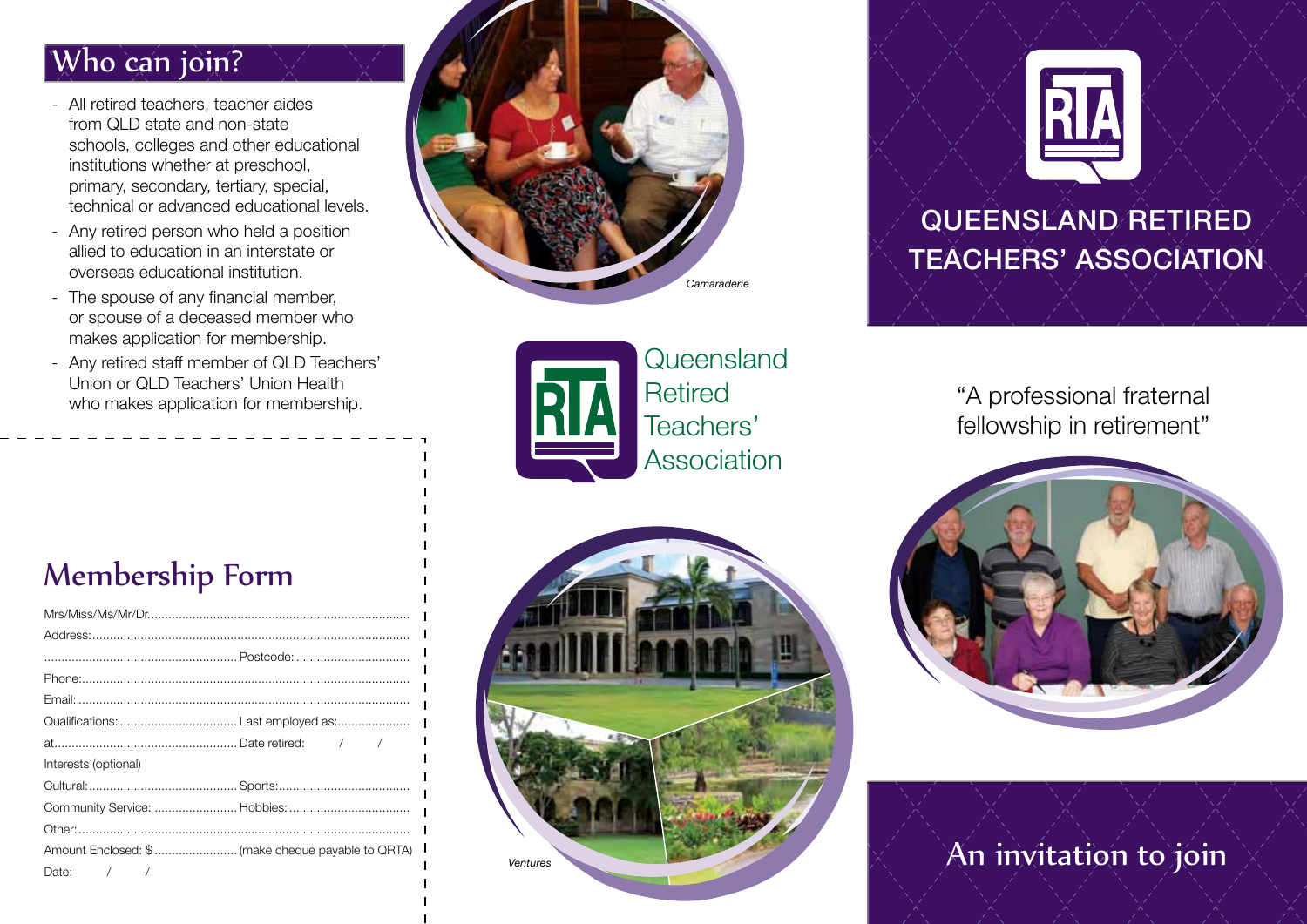## Who can join?

- All retired teachers, teacher aides from QLD state and non-state schools, colleges and other educational institutions whether at preschool, primary, secondary, tertiary, special, technical or advanced educational levels.
- Any retired person who held a position allied to education in an interstate or overseas educational institution.
- The spouse of any financial member, or spouse of a deceased member who makes application for membership.
- Any retired staff member of QLD Teachers' Union or QLD Teachers' Union Health who makes application for membership.

## Membership Form

Mrs/Miss/Ms/Mr/Dr.............................................................................

Address:..........................................................................................

....................................................... Postcode: ................................

Phone:.............................................................................................

Email: ..............................................................................................

Qualifications: .................................. Last employed as:.....................

at.................................................... Date retired: / /

Interests (optional)

Cultural:.......................................... Sports:......................................

Community Service: ........................ Hobbies: ...................................

Other:...............................................................................................

Amount Enclosed: $ ........................ (make cheque payable to QRTA)

Date: / /

*Camaraderie*

Queensland Retired Teachers' Association

*Ventures*

# QUEENSLAND RETIRED TEACHERS' ASSOCIATION

"A professional fraternal fellowship in retirement"

## An invitation to join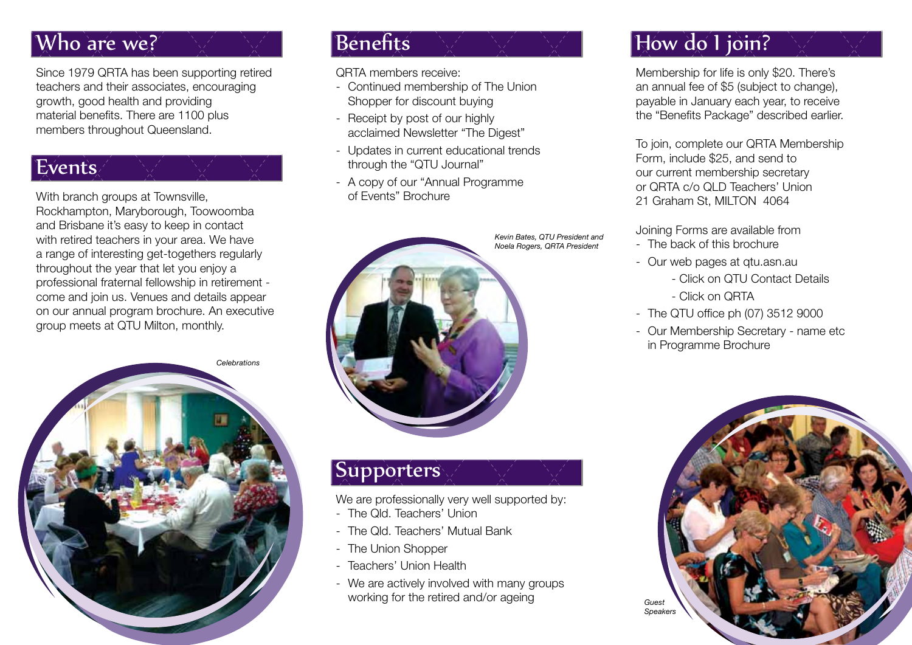## Who are we?

Since 1979 QRTA has been supporting retired teachers and their associates, encouraging growth, good health and providing material benefits. There are 1100 plus members throughout Queensland.

## Events

With branch groups at Townsville, Rockhampton, Maryborough, Toowoomba and Brisbane it's easy to keep in contact with retired teachers in your area. We have a range of interesting get-togethers regularly throughout the year that let you enjoy a professional fraternal fellowship in retirement - come and join us. Venues and details appear on our annual program brochure. An executive group meets at QTU Milton, monthly.

*Celebrations*

## Benefits

QRTA members receive:

- Continued membership of The Union Shopper for discount buying
- Receipt by post of our highly acclaimed Newsletter "The Digest"
- Updates in current educational trends through the "QTU Journal"
- A copy of our "Annual Programme of Events" Brochure

*Kevin Bates, QTU President and Noela Rogers, QRTA President*

## Supporters

We are professionally very well supported by:

- The Qld. Teachers' Union
- The Qld. Teachers' Mutual Bank
- The Union Shopper
- Teachers' Union Health
- We are actively involved with many groups working for the retired and/or ageing

## How do I join?

Membership for life is only $20. There's an annual fee of $5 (subject to change), payable in January each year, to receive the "Benefits Package" described earlier.

To join, complete our QRTA Membership Form, include $25, and send to our current membership secretary or QRTA c/o QLD Teachers' Union 21 Graham St, MILTON 4064

Joining Forms are available from

- The back of this brochure
- Our web pages at qtu.asn.au
  - Click on QTU Contact Details
  - Click on QRTA
- The QTU office ph (07) 3512 9000
- Our Membership Secretary - name etc in Programme Brochure

*Guest Speakers*